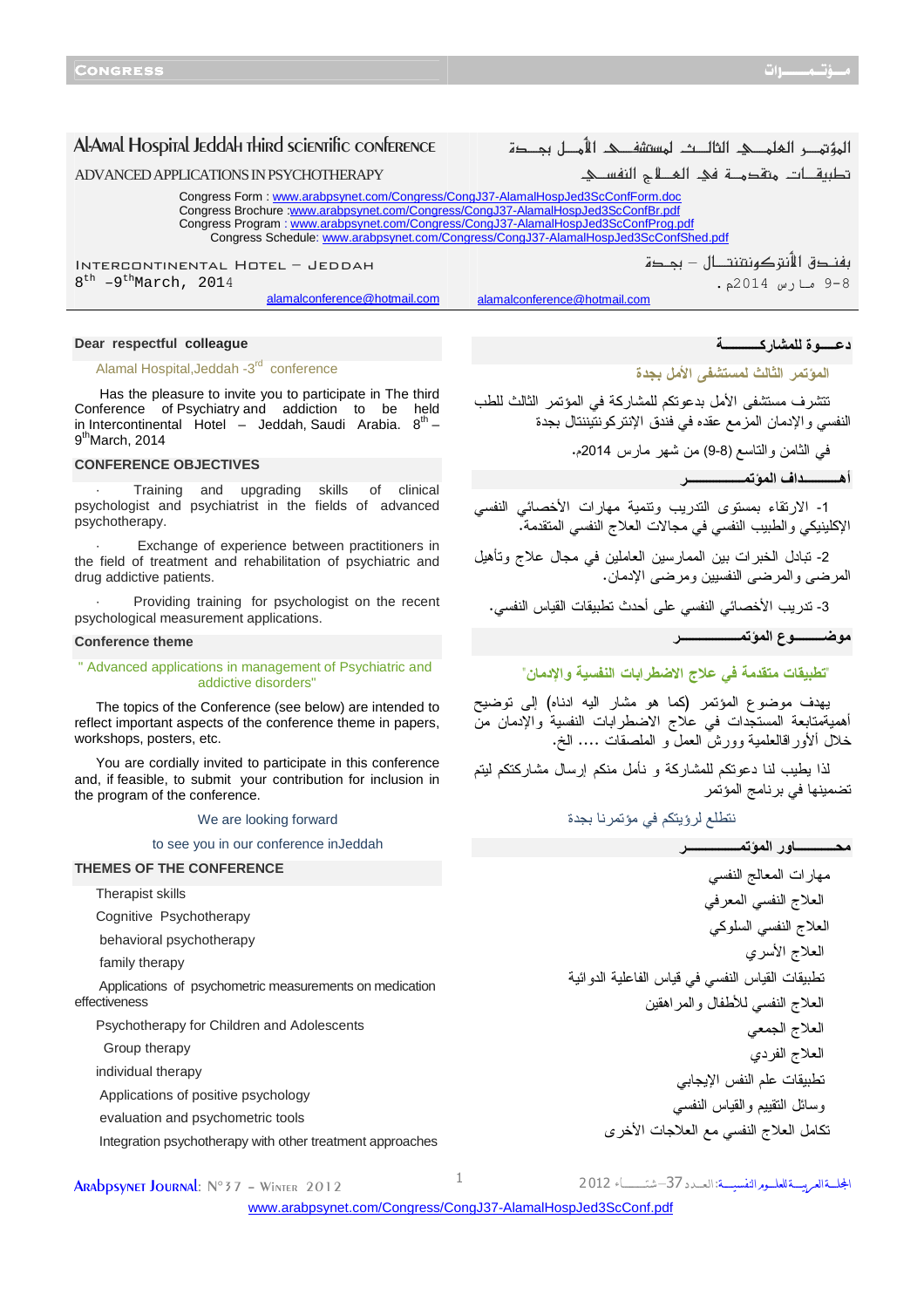# Al-Amal Hospital Jeddah Third Scientific Conference

## ADVANCED APPLICATIONS IN PSYCHOTHERAPY

# المؤتمــر العلمــي الثالــث لمستشفــى الأمــل بجــدة

## تطبيقــات متقدمــة في العــلاج النفســي

Congress Form : www.arabpsynet.com/Congress/CongJ37-AlamalHospJed3ScConfForm.doc
Congress Brochure :www.arabpsynet.com/Congress/CongJ37-AlamalHospJed3ScConfBr.pdf
Congress Program : www.arabpsynet.com/Congress/CongJ37-AlamalHospJed3ScConfProg.pdf
Congress Schedule: www.arabpsynet.com/Congress/CongJ37-AlamalHospJed3ScConfShed.pdf

INTERCONTINENTAL HOTEL – JEDDAH
8th –9th March, 2014
alamalconference@hotmail.com

بفنـدق الأنتركونتنتــال – بجـدة
8-9 مـارس 2014م.
alamalconference@hotmail.com

**Dear respectful colleague**

Alamal Hospital,Jeddah -3rd conference

Has the pleasure to invite you to participate in The third Conference of Psychiatry and addiction to be held in Intercontinental Hotel – Jeddah, Saudi Arabia. 8th – 9th March, 2014

**CONFERENCE OBJECTIVES**

- Training and upgrading skills of clinical psychologist and psychiatrist in the fields of advanced psychotherapy.
- Exchange of experience between practitioners in the field of treatment and rehabilitation of psychiatric and drug addictive patients.
- Providing training for psychologist on the recent psychological measurement applications.

**Conference theme**

" Advanced applications in management of Psychiatric and addictive disorders"

The topics of the Conference (see below) are intended to reflect important aspects of the conference theme in papers, workshops, posters, etc.

You are cordially invited to participate in this conference and, if feasible, to submit your contribution for inclusion in the program of the conference.

We are looking forward

to see you in our conference inJeddah

**THEMES OF THE CONFERENCE**

- Therapist skills
- Cognitive Psychotherapy
- behavioral psychotherapy
- family therapy
- Applications of psychometric measurements on medication effectiveness
- Psychotherapy for Children and Adolescents
- Group therapy
- individual therapy
- Applications of positive psychology
- evaluation and psychometric tools
- Integration psychotherapy with other treatment approaches

**دعــوة للمشاركــــــة**

المؤتمر الثالث لمستشفى الأمل بجدة

تتشرف مستشفى الأمل بدعوتكم للمشاركة في المؤتمر الثالث للطب النفسي والإدمان المزمع عقده في فندق الإنتركونتيننتال بجدة

في الثامن والتاسع (8-9) من شهر مارس 2014م.

**أهــــــداف المؤتمـــــــــــر**

1- الارتقاء بمستوى التدريب وتنمية مهارات الأخصائي النفسي الإكلينيكي والطبيب النفسي في مجالات العلاج النفسي المتقدمة.

2- تبادل الخبرات بين الممارسين العاملين في مجال علاج وتأهيل المرضى والمرضى النفسيين ومرضى الإدمان.

3- تدريب الأخصائي النفسي على أحدث تطبيقات القياس النفسي.

**موضــــــوع المؤتمــــــــــر**

"تطبيقات متقدمة في علاج الاضطرابات النفسية والإدمان"

يهدف موضوع المؤتمر (كما هو مشار اليه ادناه) إلى توضيح أهميةمتابعة المستجدات في علاج الاضطرابات النفسية والإدمان من خلال الأوراقالعلمية وورش العمل و الملصقات .... الخ.

لذا يطيب لنا دعوتكم للمشاركة و نأمل منكم إرسال مشاركتكم ليتم تضمينها في برنامج المؤتمر

نتطلع لرؤيتكم في مؤتمرنا بجدة

**محــــــــاور المؤتمــــــــر**

- مهارات المعالج النفسي
- العلاج النفسي المعرفي
- العلاج النفسي السلوكي
- العلاج الأسري
- تطبيقات القياس النفسي في قياس الفاعلية الدوائية
- العلاج النفسي للأطفال والمراهقين
- العلاج الجمعي
- العلاج الفردي
- تطبيقات علم النفس الإيجابي
- وسائل التقييم والقياس النفسي
- تكامل العلاج النفسي مع العلاجات الأخرى

www.arabpsynet.com/Congress/CongJ37-AlamalHospJed3ScConf.pdf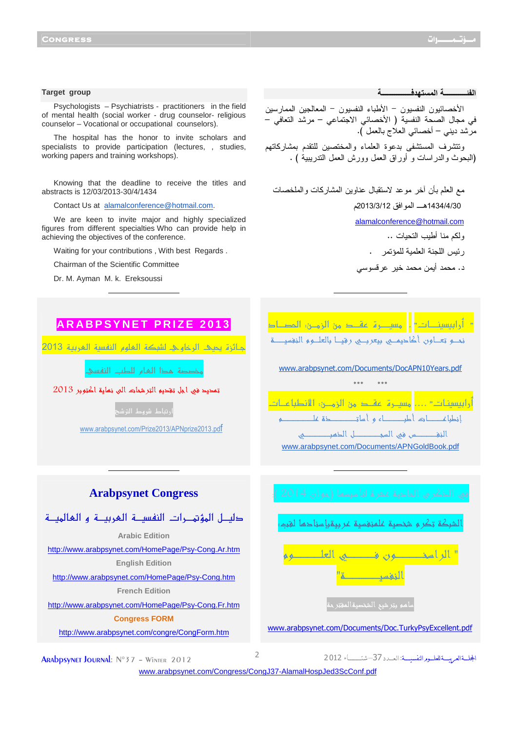## Target group

Psychologists – Psychiatrists - practitioners in the field of mental health (social worker - drug counselor- religious counselor – Vocational or occupational counselors).

The hospital has the honor to invite scholars and specialists to provide participation (lectures, , studies, working papers and training workshops).

Knowing that the deadline to receive the titles and abstracts is 12/03/2013-30/4/1434

Contact Us at alamalconference@hotmail.com.

We are keen to invite major and highly specialized figures from different specialties Who can provide help in achieving the objectives of the conference.

Waiting for your contributions , With best Regards .

Chairman of the Scientific Committee

Dr. M. Ayman M. k. Ereksoussi

## الفئـــــــــة المستهدفـــــــــــة

الأخصائيون النفسيون – الأطباء النفسيون – المعالجين الممارسين في مجال الصحة النفسية ( الأخصائي الاجتماعي – مرشد التعافي – مرشد ديني – أخصائي العلاج بالعمل ).

وتتشرف المستشفى بدعوة العلماء والمختصين للتقدم بمشاركاتهم (البحوث والدراسات و أوراق العمل وورش العمل التدريبية ) .

مع العلم بأن آخر موعد لاستقبال عناوين المشاركات والملخصات

1434/4/30هـ الموافق 2013/3/12م

alamalconference@hotmail.com

ولكم منا أطيب التحيات ..

رئيس اللجنة العلمية للمؤتمر .

د. محمد أيمن محمد خير عرقسوسي

---

**ARABPSYNET PRIZE 2013**

جائزة يحيى الرخاوي لشبكة العلوم النفسية العربية 2013

مخصصة هذا العام للطب النفسي

تمديد في اجل تقديم الترشحات الى نهاية أكتوبر 2013

ارتباط شروط الترشح

www.arabpsynet.com/Prize2013/APNprize2013.pdf

---

" أرابيسينـــــات" . مسيـــرة عقـــد من الزمـــن: الحصـــاد

نحـــو تعـــاون أكاديمـــي بيعربـــي رقيـــا بالعلـــوم النفسيــــة

www.arabpsynet.com/Documents/DocAPN10Years.pdf

••• •••

أرابيسينـــات" .... مسيـــرة عقـــد من الزمـــن: الانطباعـــات

إنطباعـــــات أطبـــــاء و أساتـــــــذة علـــــــم

النفـــــــس في السجـــــــل الذهبـــــــي

www.arabpsynet.com/Documents/APNGoldBook.pdf

---

# Arabpsynet Congress

دليــل المؤتمــرات النفسيـــة العربيـــة و العالميــة

Arabic Edition

http://www.arabpsynet.com/HomePage/Psy-Cong.Ar.htm

English Edition

http://www.arabpsynet.com/HomePage/Psy-Cong.htm

French Edition

http://www.arabpsynet.com/HomePage/Psy-Cong.Fr.htm

Congress FORM

http://www.arabpsynet.com/congre/CongForm.htm

---

في الذكرى العاشرة لتأسيسها (جوان 2014)

الشبكة تكرم شخصية علمنفسية عربيإسهاماتها لقيت

" الراســــــون فـــــــي العلـــــــوم

النفسيـــــــــة"

ساهم بترشيح الشخصية المقترحة

www.arabpsynet.com/Documents/Doc.TurkyPsyExcellent.pdf

---

www.arabpsynet.com/Congress/CongJ37-AlamalHospJed3ScConf.pdf